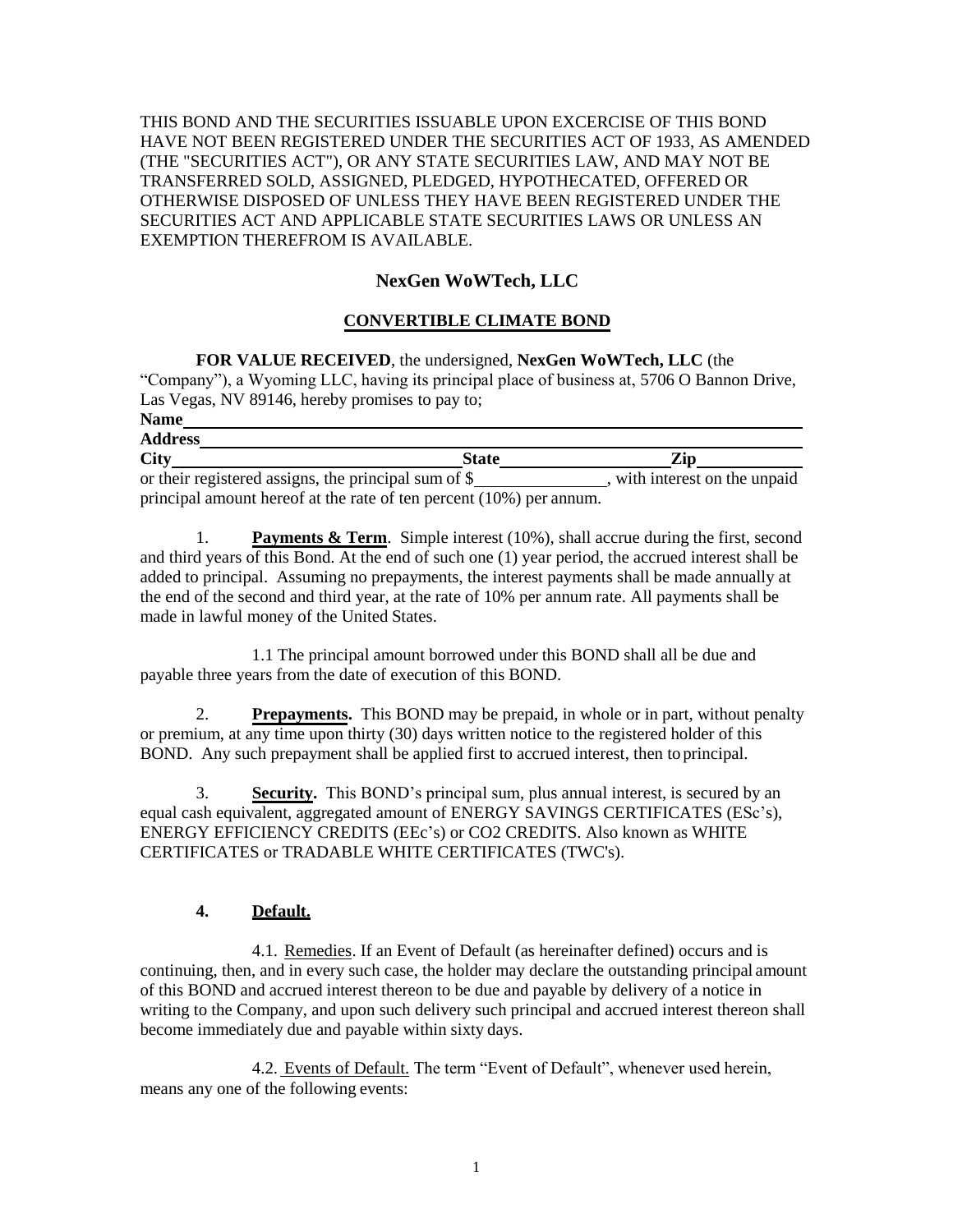THIS BOND AND THE SECURITIES ISSUABLE UPON EXCERCISE OF THIS BOND HAVE NOT BEEN REGISTERED UNDER THE SECURITIES ACT OF 1933, AS AMENDED (THE "SECURITIES ACT"), OR ANY STATE SECURITIES LAW, AND MAY NOT BE TRANSFERRED SOLD, ASSIGNED, PLEDGED, HYPOTHECATED, OFFERED OR OTHERWISE DISPOSED OF UNLESS THEY HAVE BEEN REGISTERED UNDER THE SECURITIES ACT AND APPLICABLE STATE SECURITIES LAWS OR UNLESS AN EXEMPTION THEREFROM IS AVAILABLE.

# NexGen WoWTech, LLC

## CONVERTIBLE CLIMATE BOND

**FOR VALUE RECEIVED**, the undersigned, **NexGen WoWTech, LLC** (the "Company"), a Wyoming LLC, having its principal place of business at, 5706 O Bannon Drive, Las Vegas, NV 89146, hereby promises to pay to;

**Name**\_\_\_\_\_\_\_\_\_\_\_\_\_\_\_\_\_\_\_\_\_\_\_\_\_\_\_\_\_\_\_\_\_\_\_\_\_\_\_\_\_\_\_\_\_\_\_\_

**Address**\_\_\_\_\_\_\_\_\_\_\_\_\_\_\_\_\_\_\_\_\_\_\_\_\_\_\_\_\_\_\_\_\_\_\_\_\_\_\_\_\_\_\_\_\_\_\_\_

**City**\_\_\_\_\_\_\_\_\_\_\_\_\_\_\_\_\_\_\_\_ **State**\_\_\_\_\_\_\_\_\_\_\_\_ **Zip**\_\_\_\_\_\_\_\_

or their registered assigns, the principal sum of $\_\_\_\_\_\_\_\_\_\_\_\_, with interest on the unpaid principal amount hereof at the rate of ten percent (10%) per annum.

1. **Payments & Term**. Simple interest (10%), shall accrue during the first, second and third years of this Bond. At the end of such one (1) year period, the accrued interest shall be added to principal. Assuming no prepayments, the interest payments shall be made annually at the end of the second and third year, at the rate of 10% per annum rate. All payments shall be made in lawful money of the United States.

   1.1 The principal amount borrowed under this BOND shall all be due and payable three years from the date of execution of this BOND.

2. **Prepayments.** This BOND may be prepaid, in whole or in part, without penalty or premium, at any time upon thirty (30) days written notice to the registered holder of this BOND. Any such prepayment shall be applied first to accrued interest, then to principal.

3. **Security.** This BOND's principal sum, plus annual interest, is secured by an equal cash equivalent, aggregated amount of ENERGY SAVINGS CERTIFICATES (ESc's), ENERGY EFFICIENCY CREDITS (EEc's) or CO2 CREDITS. Also known as WHITE CERTIFICATES or TRADABLE WHITE CERTIFICATES (TWC's).

4. **Default.**

   4.1. Remedies. If an Event of Default (as hereinafter defined) occurs and is continuing, then, and in every such case, the holder may declare the outstanding principal amount of this BOND and accrued interest thereon to be due and payable by delivery of a notice in writing to the Company, and upon such delivery such principal and accrued interest thereon shall become immediately due and payable within sixty days.

   4.2. Events of Default. The term "Event of Default", whenever used herein, means any one of the following events: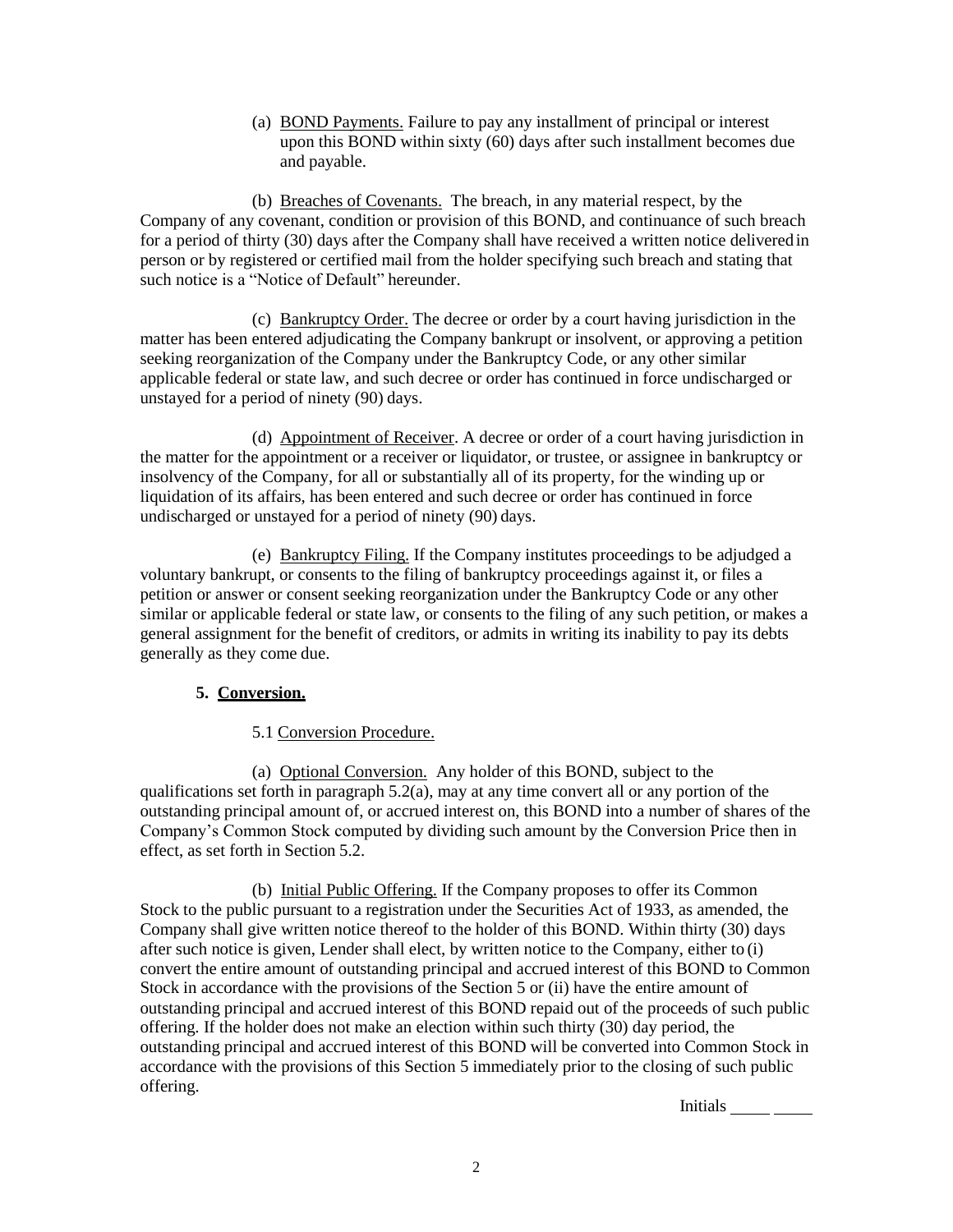(a) BOND Payments. Failure to pay any installment of principal or interest upon this BOND within sixty (60) days after such installment becomes due and payable.

(b) Breaches of Covenants. The breach, in any material respect, by the Company of any covenant, condition or provision of this BOND, and continuance of such breach for a period of thirty (30) days after the Company shall have received a written notice delivered in person or by registered or certified mail from the holder specifying such breach and stating that such notice is a "Notice of Default" hereunder.

(c) Bankruptcy Order. The decree or order by a court having jurisdiction in the matter has been entered adjudicating the Company bankrupt or insolvent, or approving a petition seeking reorganization of the Company under the Bankruptcy Code, or any other similar applicable federal or state law, and such decree or order has continued in force undischarged or unstayed for a period of ninety (90) days.

(d) Appointment of Receiver. A decree or order of a court having jurisdiction in the matter for the appointment or a receiver or liquidator, or trustee, or assignee in bankruptcy or insolvency of the Company, for all or substantially all of its property, for the winding up or liquidation of its affairs, has been entered and such decree or order has continued in force undischarged or unstayed for a period of ninety (90) days.

(e) Bankruptcy Filing. If the Company institutes proceedings to be adjudged a voluntary bankrupt, or consents to the filing of bankruptcy proceedings against it, or files a petition or answer or consent seeking reorganization under the Bankruptcy Code or any other similar or applicable federal or state law, or consents to the filing of any such petition, or makes a general assignment for the benefit of creditors, or admits in writing its inability to pay its debts generally as they come due.

**5. Conversion.**

5.1 Conversion Procedure.

(a) Optional Conversion. Any holder of this BOND, subject to the qualifications set forth in paragraph 5.2(a), may at any time convert all or any portion of the outstanding principal amount of, or accrued interest on, this BOND into a number of shares of the Company's Common Stock computed by dividing such amount by the Conversion Price then in effect, as set forth in Section 5.2.

(b) Initial Public Offering. If the Company proposes to offer its Common Stock to the public pursuant to a registration under the Securities Act of 1933, as amended, the Company shall give written notice thereof to the holder of this BOND. Within thirty (30) days after such notice is given, Lender shall elect, by written notice to the Company, either to (i) convert the entire amount of outstanding principal and accrued interest of this BOND to Common Stock in accordance with the provisions of the Section 5 or (ii) have the entire amount of outstanding principal and accrued interest of this BOND repaid out of the proceeds of such public offering. If the holder does not make an election within such thirty (30) day period, the outstanding principal and accrued interest of this BOND will be converted into Common Stock in accordance with the provisions of this Section 5 immediately prior to the closing of such public offering.

Initials _____ _____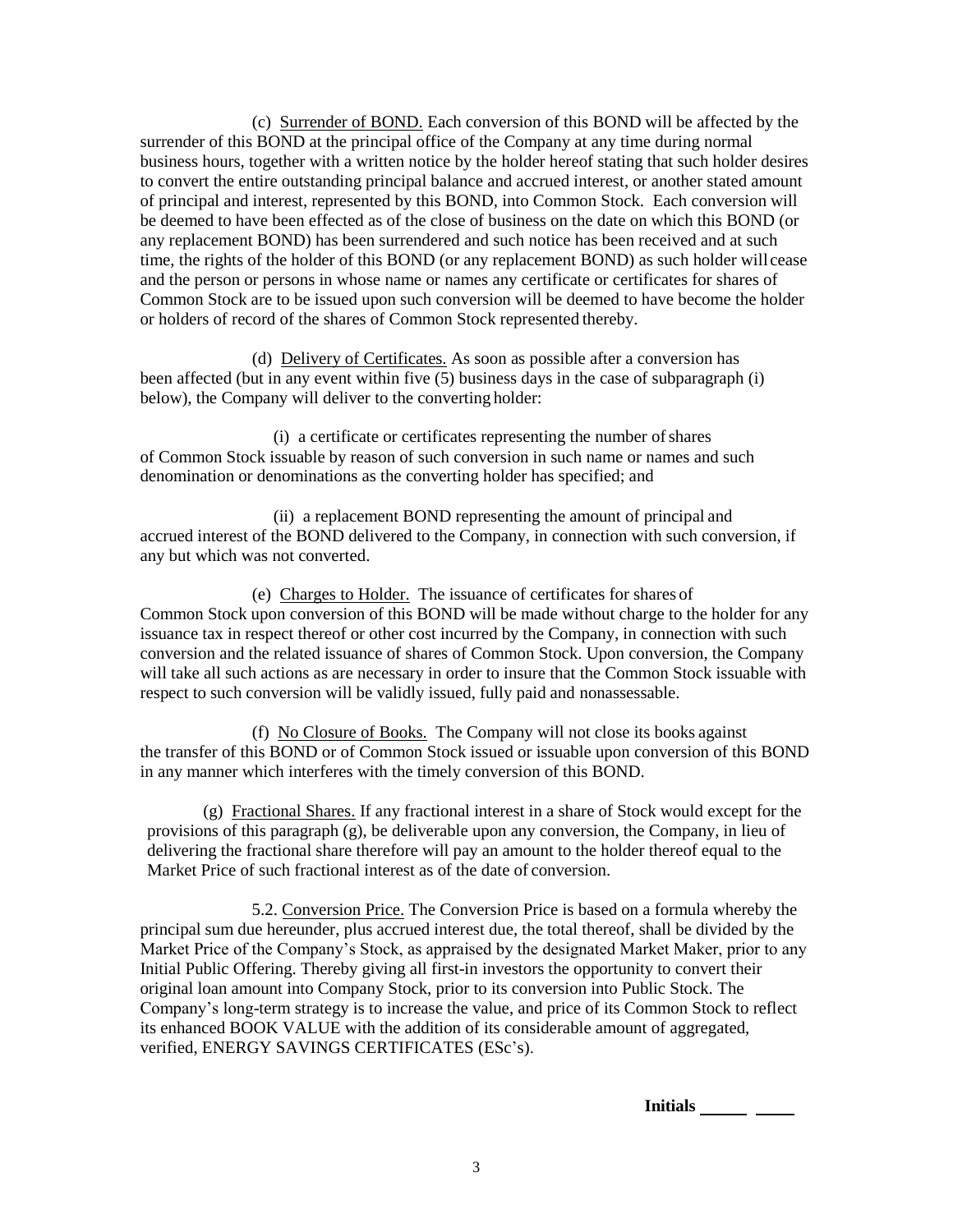(c) Surrender of BOND. Each conversion of this BOND will be affected by the surrender of this BOND at the principal office of the Company at any time during normal business hours, together with a written notice by the holder hereof stating that such holder desires to convert the entire outstanding principal balance and accrued interest, or another stated amount of principal and interest, represented by this BOND, into Common Stock. Each conversion will be deemed to have been effected as of the close of business on the date on which this BOND (or any replacement BOND) has been surrendered and such notice has been received and at such time, the rights of the holder of this BOND (or any replacement BOND) as such holder will cease and the person or persons in whose name or names any certificate or certificates for shares of Common Stock are to be issued upon such conversion will be deemed to have become the holder or holders of record of the shares of Common Stock represented thereby.

(d) Delivery of Certificates. As soon as possible after a conversion has been affected (but in any event within five (5) business days in the case of subparagraph (i) below), the Company will deliver to the converting holder:

(i) a certificate or certificates representing the number of shares of Common Stock issuable by reason of such conversion in such name or names and such denomination or denominations as the converting holder has specified; and

(ii) a replacement BOND representing the amount of principal and accrued interest of the BOND delivered to the Company, in connection with such conversion, if any but which was not converted.

(e) Charges to Holder. The issuance of certificates for shares of Common Stock upon conversion of this BOND will be made without charge to the holder for any issuance tax in respect thereof or other cost incurred by the Company, in connection with such conversion and the related issuance of shares of Common Stock. Upon conversion, the Company will take all such actions as are necessary in order to insure that the Common Stock issuable with respect to such conversion will be validly issued, fully paid and nonassessable.

(f) No Closure of Books. The Company will not close its books against the transfer of this BOND or of Common Stock issued or issuable upon conversion of this BOND in any manner which interferes with the timely conversion of this BOND.

(g) Fractional Shares. If any fractional interest in a share of Stock would except for the provisions of this paragraph (g), be deliverable upon any conversion, the Company, in lieu of delivering the fractional share therefore will pay an amount to the holder thereof equal to the Market Price of such fractional interest as of the date of conversion.

5.2. Conversion Price. The Conversion Price is based on a formula whereby the principal sum due hereunder, plus accrued interest due, the total thereof, shall be divided by the Market Price of the Company's Stock, as appraised by the designated Market Maker, prior to any Initial Public Offering. Thereby giving all first-in investors the opportunity to convert their original loan amount into Company Stock, prior to its conversion into Public Stock. The Company's long-term strategy is to increase the value, and price of its Common Stock to reflect its enhanced BOOK VALUE with the addition of its considerable amount of aggregated, verified, ENERGY SAVINGS CERTIFICATES (ESc's).

**Initials** _____ ____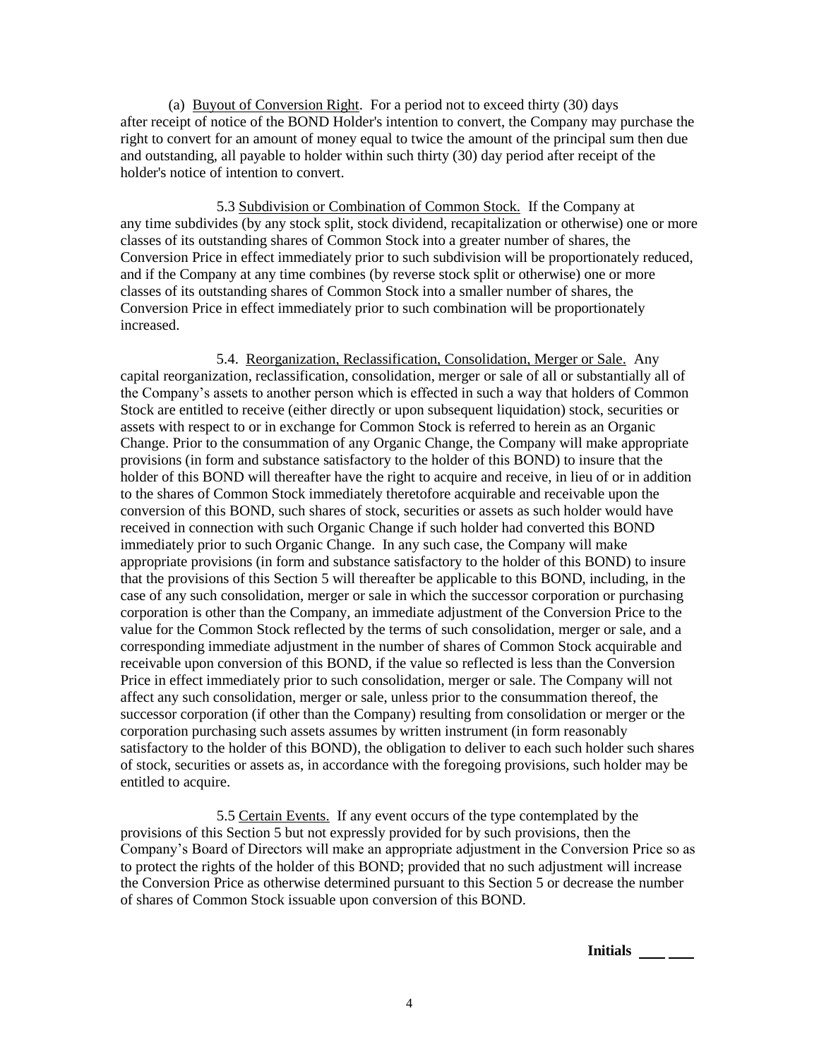(a) Buyout of Conversion Right. For a period not to exceed thirty (30) days after receipt of notice of the BOND Holder's intention to convert, the Company may purchase the right to convert for an amount of money equal to twice the amount of the principal sum then due and outstanding, all payable to holder within such thirty (30) day period after receipt of the holder's notice of intention to convert.

5.3 Subdivision or Combination of Common Stock. If the Company at any time subdivides (by any stock split, stock dividend, recapitalization or otherwise) one or more classes of its outstanding shares of Common Stock into a greater number of shares, the Conversion Price in effect immediately prior to such subdivision will be proportionately reduced, and if the Company at any time combines (by reverse stock split or otherwise) one or more classes of its outstanding shares of Common Stock into a smaller number of shares, the Conversion Price in effect immediately prior to such combination will be proportionately increased.

5.4. Reorganization, Reclassification, Consolidation, Merger or Sale. Any capital reorganization, reclassification, consolidation, merger or sale of all or substantially all of the Company's assets to another person which is effected in such a way that holders of Common Stock are entitled to receive (either directly or upon subsequent liquidation) stock, securities or assets with respect to or in exchange for Common Stock is referred to herein as an Organic Change. Prior to the consummation of any Organic Change, the Company will make appropriate provisions (in form and substance satisfactory to the holder of this BOND) to insure that the holder of this BOND will thereafter have the right to acquire and receive, in lieu of or in addition to the shares of Common Stock immediately theretofore acquirable and receivable upon the conversion of this BOND, such shares of stock, securities or assets as such holder would have received in connection with such Organic Change if such holder had converted this BOND immediately prior to such Organic Change. In any such case, the Company will make appropriate provisions (in form and substance satisfactory to the holder of this BOND) to insure that the provisions of this Section 5 will thereafter be applicable to this BOND, including, in the case of any such consolidation, merger or sale in which the successor corporation or purchasing corporation is other than the Company, an immediate adjustment of the Conversion Price to the value for the Common Stock reflected by the terms of such consolidation, merger or sale, and a corresponding immediate adjustment in the number of shares of Common Stock acquirable and receivable upon conversion of this BOND, if the value so reflected is less than the Conversion Price in effect immediately prior to such consolidation, merger or sale. The Company will not affect any such consolidation, merger or sale, unless prior to the consummation thereof, the successor corporation (if other than the Company) resulting from consolidation or merger or the corporation purchasing such assets assumes by written instrument (in form reasonably satisfactory to the holder of this BOND), the obligation to deliver to each such holder such shares of stock, securities or assets as, in accordance with the foregoing provisions, such holder may be entitled to acquire.

5.5 Certain Events. If any event occurs of the type contemplated by the provisions of this Section 5 but not expressly provided for by such provisions, then the Company's Board of Directors will make an appropriate adjustment in the Conversion Price so as to protect the rights of the holder of this BOND; provided that no such adjustment will increase the Conversion Price as otherwise determined pursuant to this Section 5 or decrease the number of shares of Common Stock issuable upon conversion of this BOND.

**Initials** ___ ___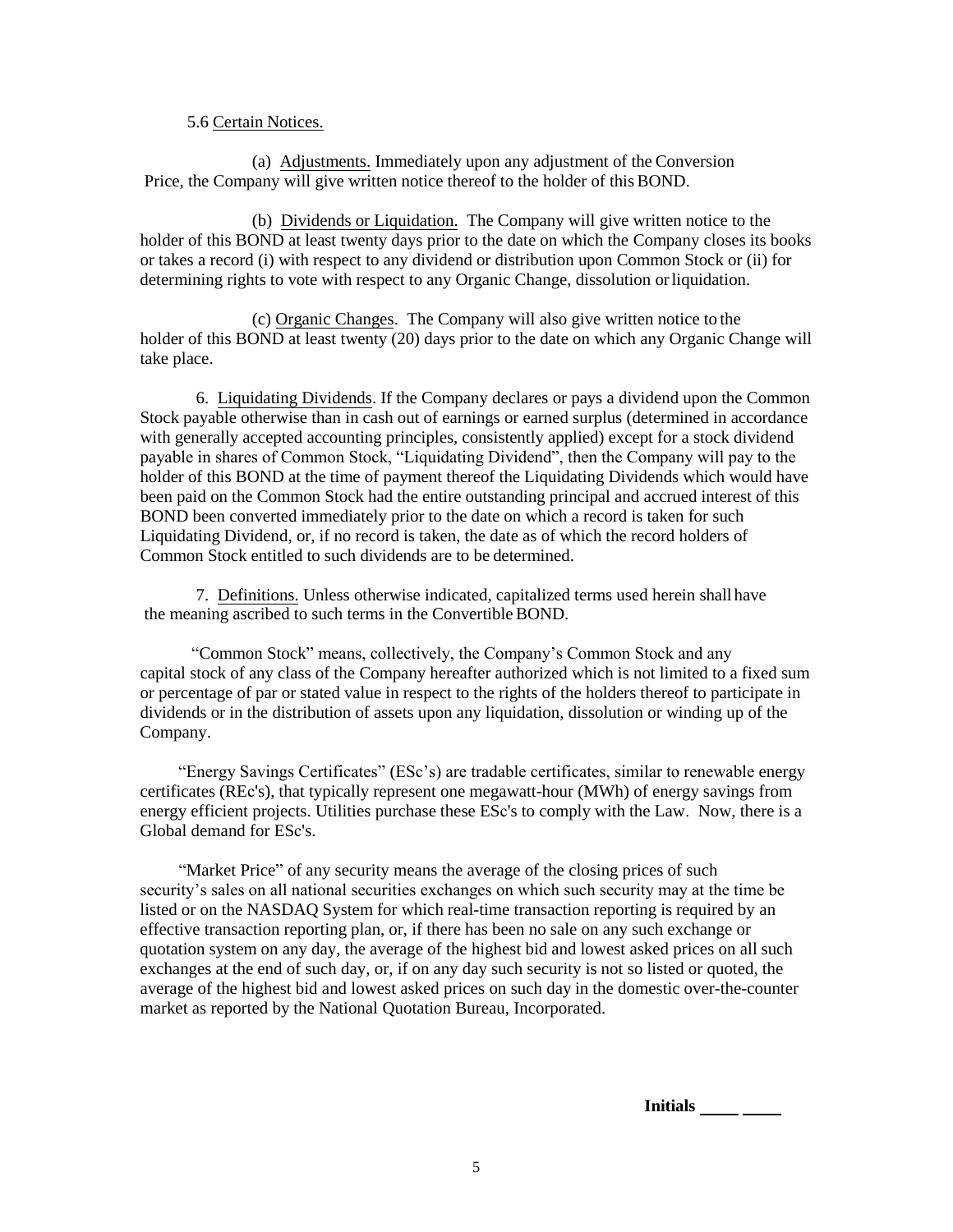5.6 Certain Notices.

(a) Adjustments. Immediately upon any adjustment of the Conversion Price, the Company will give written notice thereof to the holder of this BOND.

(b) Dividends or Liquidation. The Company will give written notice to the holder of this BOND at least twenty days prior to the date on which the Company closes its books or takes a record (i) with respect to any dividend or distribution upon Common Stock or (ii) for determining rights to vote with respect to any Organic Change, dissolution or liquidation.

(c) Organic Changes. The Company will also give written notice to the holder of this BOND at least twenty (20) days prior to the date on which any Organic Change will take place.

6. Liquidating Dividends. If the Company declares or pays a dividend upon the Common Stock payable otherwise than in cash out of earnings or earned surplus (determined in accordance with generally accepted accounting principles, consistently applied) except for a stock dividend payable in shares of Common Stock, "Liquidating Dividend", then the Company will pay to the holder of this BOND at the time of payment thereof the Liquidating Dividends which would have been paid on the Common Stock had the entire outstanding principal and accrued interest of this BOND been converted immediately prior to the date on which a record is taken for such Liquidating Dividend, or, if no record is taken, the date as of which the record holders of Common Stock entitled to such dividends are to be determined.

7. Definitions. Unless otherwise indicated, capitalized terms used herein shall have the meaning ascribed to such terms in the Convertible BOND.

"Common Stock" means, collectively, the Company's Common Stock and any capital stock of any class of the Company hereafter authorized which is not limited to a fixed sum or percentage of par or stated value in respect to the rights of the holders thereof to participate in dividends or in the distribution of assets upon any liquidation, dissolution or winding up of the Company.

"Energy Savings Certificates" (ESc's) are tradable certificates, similar to renewable energy certificates (REc's), that typically represent one megawatt-hour (MWh) of energy savings from energy efficient projects. Utilities purchase these ESc's to comply with the Law. Now, there is a Global demand for ESc's.

"Market Price" of any security means the average of the closing prices of such security's sales on all national securities exchanges on which such security may at the time be listed or on the NASDAQ System for which real-time transaction reporting is required by an effective transaction reporting plan, or, if there has been no sale on any such exchange or quotation system on any day, the average of the highest bid and lowest asked prices on all such exchanges at the end of such day, or, if on any day such security is not so listed or quoted, the average of the highest bid and lowest asked prices on such day in the domestic over-the-counter market as reported by the National Quotation Bureau, Incorporated.

**Initials ____ ____**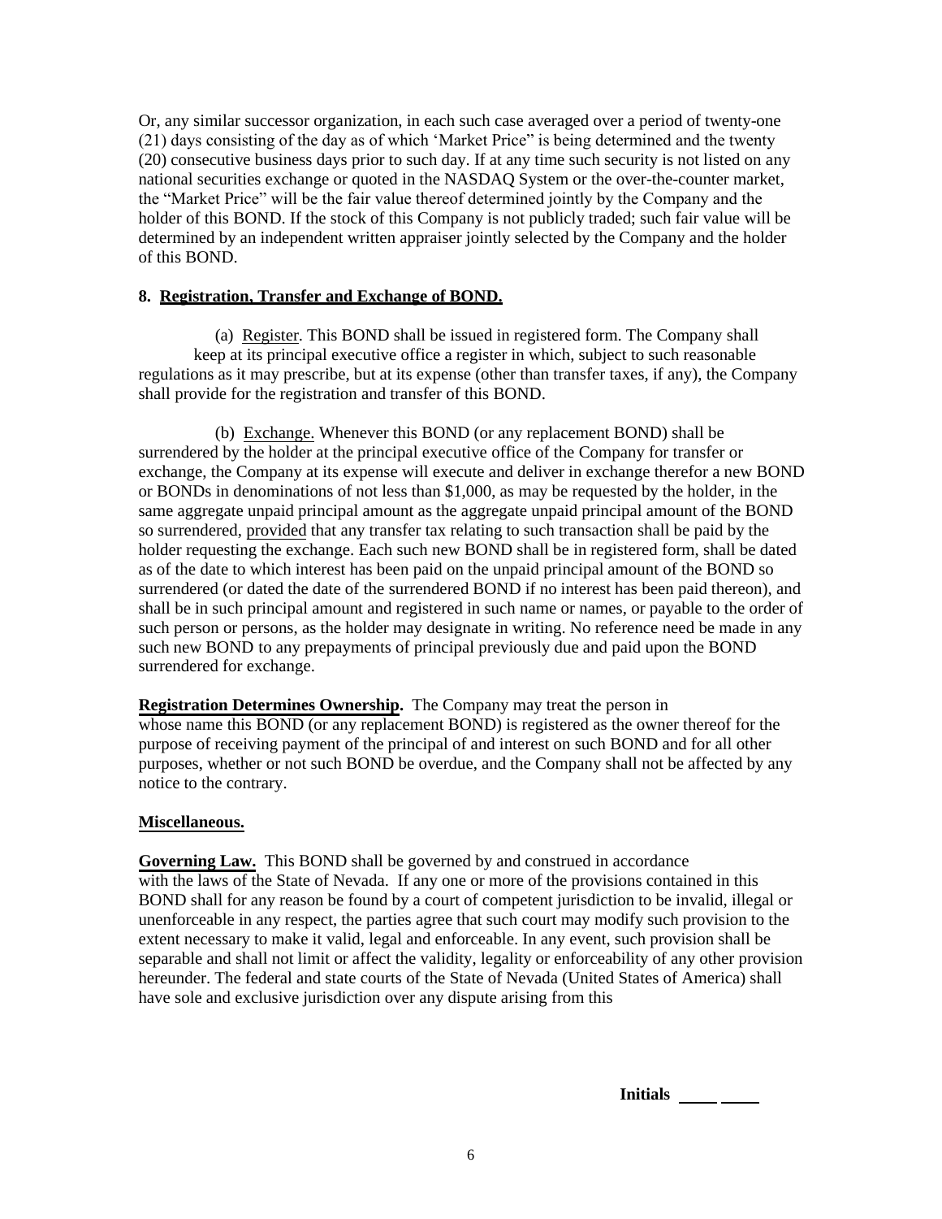Or, any similar successor organization, in each such case averaged over a period of twenty-one (21) days consisting of the day as of which 'Market Price" is being determined and the twenty (20) consecutive business days prior to such day. If at any time such security is not listed on any national securities exchange or quoted in the NASDAQ System or the over-the-counter market, the "Market Price" will be the fair value thereof determined jointly by the Company and the holder of this BOND. If the stock of this Company is not publicly traded; such fair value will be determined by an independent written appraiser jointly selected by the Company and the holder of this BOND.

**8. Registration, Transfer and Exchange of BOND.**

(a) Register. This BOND shall be issued in registered form. The Company shall keep at its principal executive office a register in which, subject to such reasonable regulations as it may prescribe, but at its expense (other than transfer taxes, if any), the Company shall provide for the registration and transfer of this BOND.

(b) Exchange. Whenever this BOND (or any replacement BOND) shall be surrendered by the holder at the principal executive office of the Company for transfer or exchange, the Company at its expense will execute and deliver in exchange therefor a new BOND or BONDs in denominations of not less than $1,000, as may be requested by the holder, in the same aggregate unpaid principal amount as the aggregate unpaid principal amount of the BOND so surrendered, provided that any transfer tax relating to such transaction shall be paid by the holder requesting the exchange. Each such new BOND shall be in registered form, shall be dated as of the date to which interest has been paid on the unpaid principal amount of the BOND so surrendered (or dated the date of the surrendered BOND if no interest has been paid thereon), and shall be in such principal amount and registered in such name or names, or payable to the order of such person or persons, as the holder may designate in writing. No reference need be made in any such new BOND to any prepayments of principal previously due and paid upon the BOND surrendered for exchange.

**Registration Determines Ownership.** The Company may treat the person in whose name this BOND (or any replacement BOND) is registered as the owner thereof for the purpose of receiving payment of the principal of and interest on such BOND and for all other purposes, whether or not such BOND be overdue, and the Company shall not be affected by any notice to the contrary.

**Miscellaneous.**

**Governing Law.** This BOND shall be governed by and construed in accordance with the laws of the State of Nevada. If any one or more of the provisions contained in this BOND shall for any reason be found by a court of competent jurisdiction to be invalid, illegal or unenforceable in any respect, the parties agree that such court may modify such provision to the extent necessary to make it valid, legal and enforceable. In any event, such provision shall be separable and shall not limit or affect the validity, legality or enforceability of any other provision hereunder. The federal and state courts of the State of Nevada (United States of America) shall have sole and exclusive jurisdiction over any dispute arising from this

**Initials** ____ ____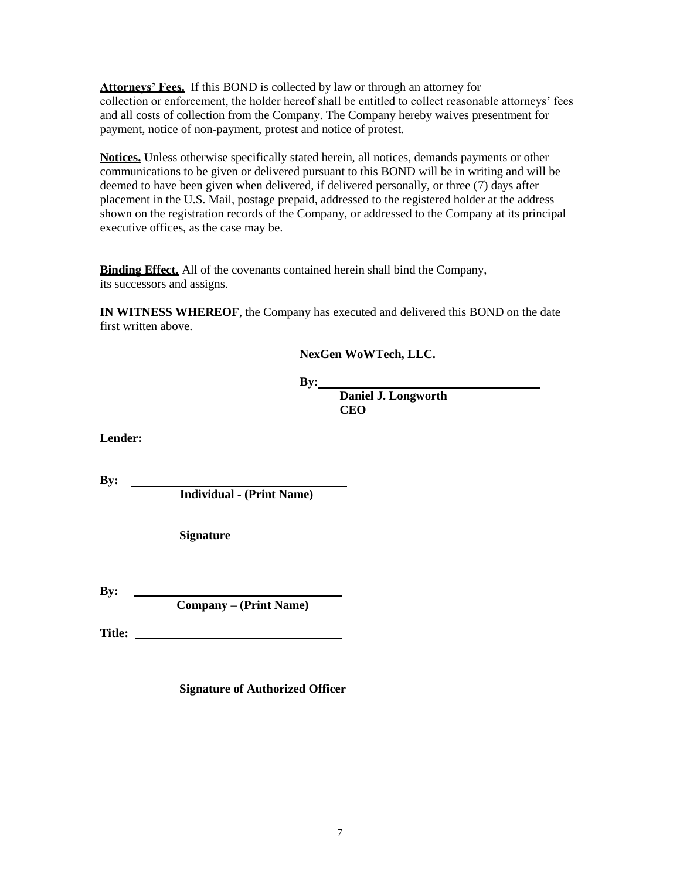**Attorneys' Fees.** If this BOND is collected by law or through an attorney for collection or enforcement, the holder hereof shall be entitled to collect reasonable attorneys' fees and all costs of collection from the Company. The Company hereby waives presentment for payment, notice of non-payment, protest and notice of protest.

**Notices.** Unless otherwise specifically stated herein, all notices, demands payments or other communications to be given or delivered pursuant to this BOND will be in writing and will be deemed to have been given when delivered, if delivered personally, or three (7) days after placement in the U.S. Mail, postage prepaid, addressed to the registered holder at the address shown on the registration records of the Company, or addressed to the Company at its principal executive offices, as the case may be.

**Binding Effect.** All of the covenants contained herein shall bind the Company, its successors and assigns.

**IN WITNESS WHEREOF**, the Company has executed and delivered this BOND on the date first written above.

**NexGen WoWTech, LLC.**

**By:** ______________________________

**Daniel J. Longworth**
**CEO**

**Lender:**

**By:** ______________________________
**Individual - (Print Name)**

______________________________
**Signature**

**By:** ______________________________
**Company – (Print Name)**

**Title:** ______________________________

______________________________
**Signature of Authorized Officer**